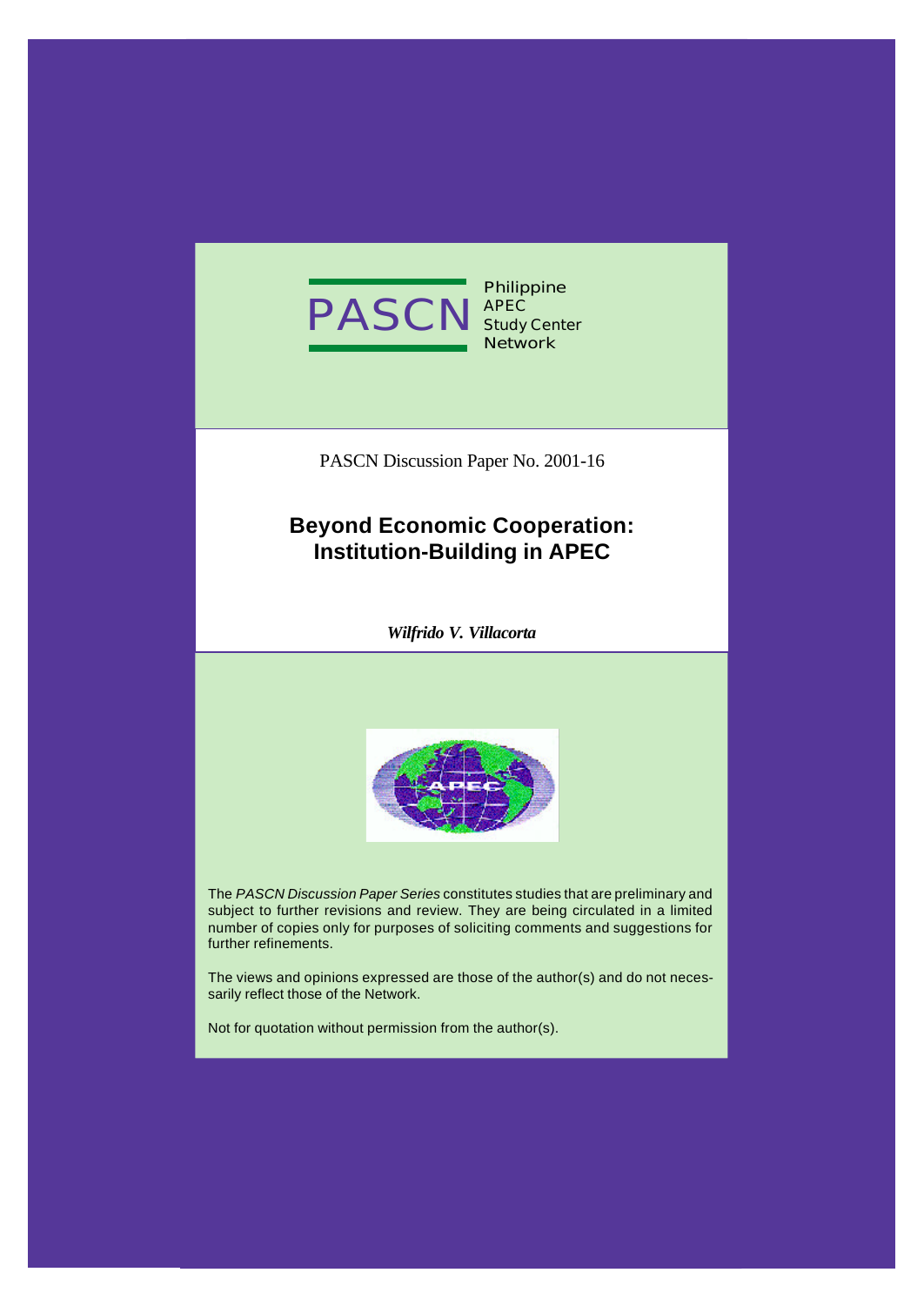PASCN Philippine APEC Study Center Network

PASCN Discussion Paper No. 2001-16

# Beyond Economic Cooperation: Institution-Building in APEC

***Wilfrido V. Villacorta***

The *PASCN Discussion Paper Series* constitutes studies that are preliminary and subject to further revisions and review. They are being circulated in a limited number of copies only for purposes of soliciting comments and suggestions for further refinements.

The views and opinions expressed are those of the author(s) and do not necessarily reflect those of the Network.

Not for quotation without permission from the author(s).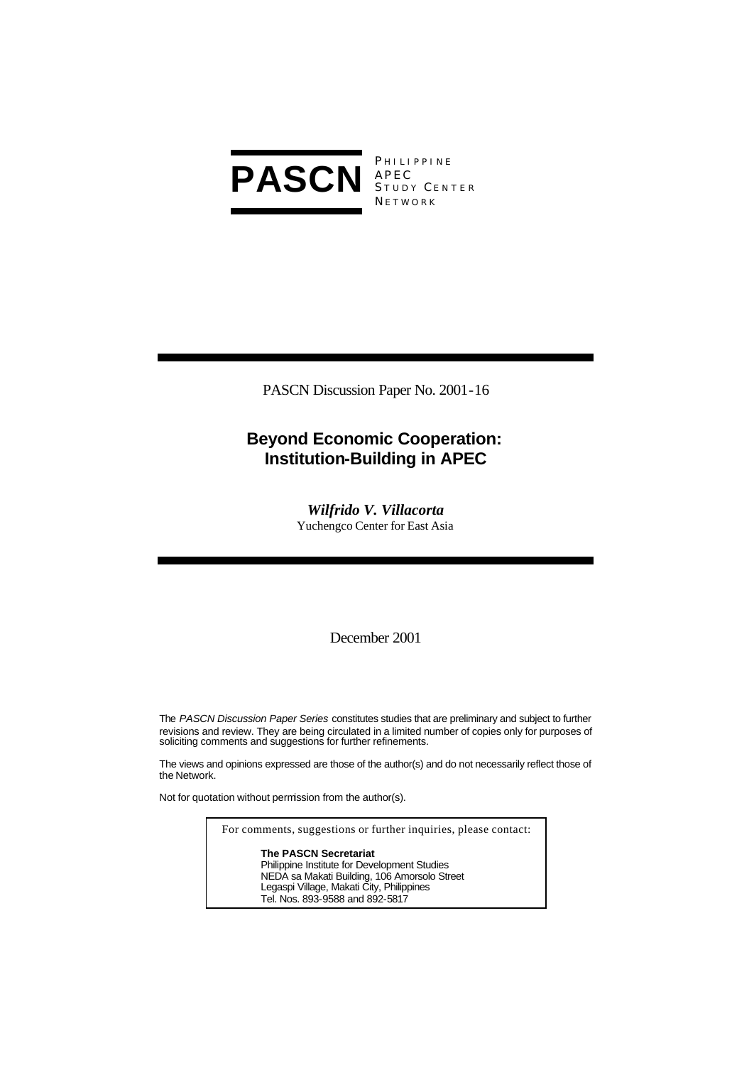**PASCN** PHILIPPINE APEC STUDY CENTER NETWORK

PASCN Discussion Paper No. 2001-16

# Beyond Economic Cooperation: Institution-Building in APEC

***Wilfrido V. Villacorta***
Yuchengco Center for East Asia

December 2001

The *PASCN Discussion Paper Series* constitutes studies that are preliminary and subject to further revisions and review. They are being circulated in a limited number of copies only for purposes of soliciting comments and suggestions for further refinements.

The views and opinions expressed are those of the author(s) and do not necessarily reflect those of the Network.

Not for quotation without permission from the author(s).

For comments, suggestions or further inquiries, please contact:

**The PASCN Secretariat**
Philippine Institute for Development Studies
NEDA sa Makati Building, 106 Amorsolo Street
Legaspi Village, Makati City, Philippines
Tel. Nos. 893-9588 and 892-5817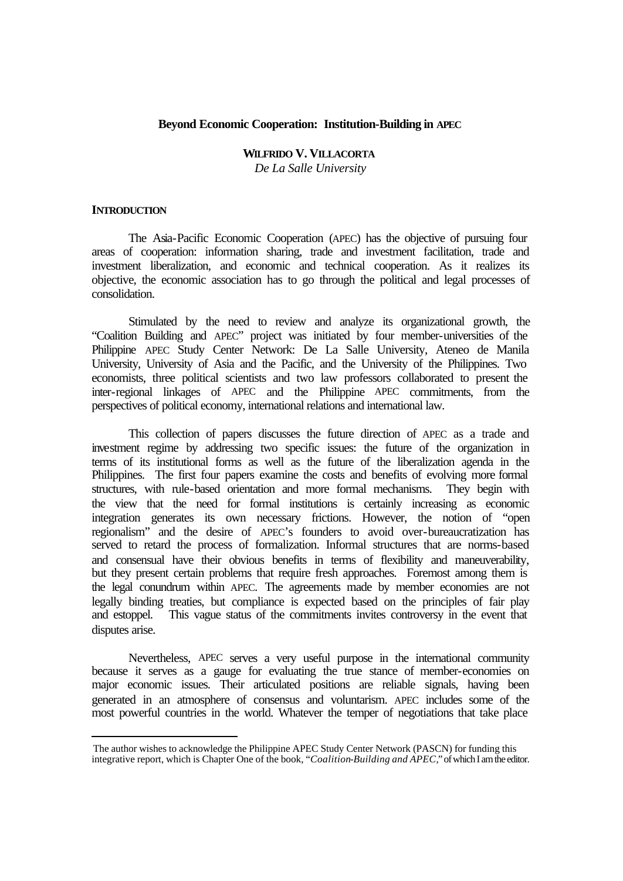**Beyond Economic Cooperation: Institution-Building in APEC**

**WILFRIDO V. VILLACORTA**
*De La Salle University*

## INTRODUCTION

The Asia-Pacific Economic Cooperation (APEC) has the objective of pursuing four areas of cooperation: information sharing, trade and investment facilitation, trade and investment liberalization, and economic and technical cooperation. As it realizes its objective, the economic association has to go through the political and legal processes of consolidation.

Stimulated by the need to review and analyze its organizational growth, the "Coalition Building and APEC" project was initiated by four member-universities of the Philippine APEC Study Center Network: De La Salle University, Ateneo de Manila University, University of Asia and the Pacific, and the University of the Philippines. Two economists, three political scientists and two law professors collaborated to present the inter-regional linkages of APEC and the Philippine APEC commitments, from the perspectives of political economy, international relations and international law.

This collection of papers discusses the future direction of APEC as a trade and investment regime by addressing two specific issues: the future of the organization in terms of its institutional forms as well as the future of the liberalization agenda in the Philippines. The first four papers examine the costs and benefits of evolving more formal structures, with rule-based orientation and more formal mechanisms. They begin with the view that the need for formal institutions is certainly increasing as economic integration generates its own necessary frictions. However, the notion of "open regionalism" and the desire of APEC's founders to avoid over-bureaucratization has served to retard the process of formalization. Informal structures that are norms-based and consensual have their obvious benefits in terms of flexibility and maneuverability, but they present certain problems that require fresh approaches. Foremost among them is the legal conundrum within APEC. The agreements made by member economies are not legally binding treaties, but compliance is expected based on the principles of fair play and estoppel. This vague status of the commitments invites controversy in the event that disputes arise.

Nevertheless, APEC serves a very useful purpose in the international community because it serves as a gauge for evaluating the true stance of member-economies on major economic issues. Their articulated positions are reliable signals, having been generated in an atmosphere of consensus and voluntarism. APEC includes some of the most powerful countries in the world. Whatever the temper of negotiations that take place

---

The author wishes to acknowledge the Philippine APEC Study Center Network (PASCN) for funding this integrative report, which is Chapter One of the book, "*Coalition-Building and APEC*," of which I am the editor.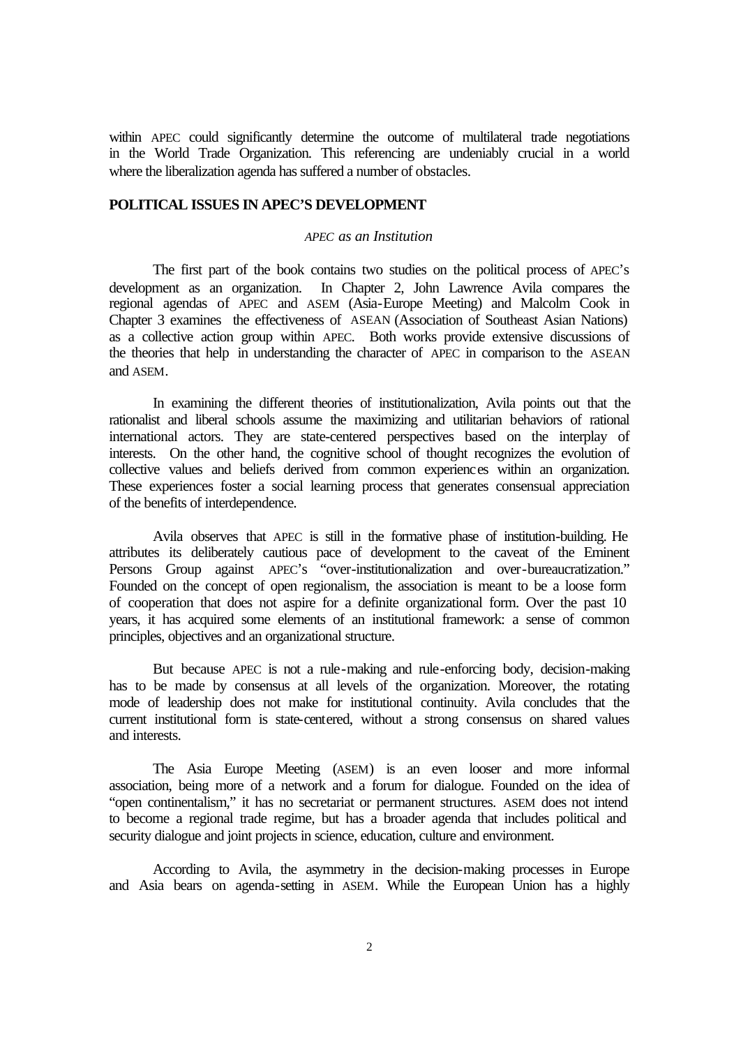within APEC could significantly determine the outcome of multilateral trade negotiations in the World Trade Organization. This referencing are undeniably crucial in a world where the liberalization agenda has suffered a number of obstacles.

## POLITICAL ISSUES IN APEC'S DEVELOPMENT

### *APEC as an Institution*

The first part of the book contains two studies on the political process of APEC's development as an organization. In Chapter 2, John Lawrence Avila compares the regional agendas of APEC and ASEM (Asia-Europe Meeting) and Malcolm Cook in Chapter 3 examines the effectiveness of ASEAN (Association of Southeast Asian Nations) as a collective action group within APEC. Both works provide extensive discussions of the theories that help in understanding the character of APEC in comparison to the ASEAN and ASEM.

In examining the different theories of institutionalization, Avila points out that the rationalist and liberal schools assume the maximizing and utilitarian behaviors of rational international actors. They are state-centered perspectives based on the interplay of interests. On the other hand, the cognitive school of thought recognizes the evolution of collective values and beliefs derived from common experiences within an organization. These experiences foster a social learning process that generates consensual appreciation of the benefits of interdependence.

Avila observes that APEC is still in the formative phase of institution-building. He attributes its deliberately cautious pace of development to the caveat of the Eminent Persons Group against APEC's "over-institutionalization and over-bureaucratization." Founded on the concept of open regionalism, the association is meant to be a loose form of cooperation that does not aspire for a definite organizational form. Over the past 10 years, it has acquired some elements of an institutional framework: a sense of common principles, objectives and an organizational structure.

But because APEC is not a rule-making and rule-enforcing body, decision-making has to be made by consensus at all levels of the organization. Moreover, the rotating mode of leadership does not make for institutional continuity. Avila concludes that the current institutional form is state-centered, without a strong consensus on shared values and interests.

The Asia Europe Meeting (ASEM) is an even looser and more informal association, being more of a network and a forum for dialogue. Founded on the idea of "open continentalism," it has no secretariat or permanent structures. ASEM does not intend to become a regional trade regime, but has a broader agenda that includes political and security dialogue and joint projects in science, education, culture and environment.

According to Avila, the asymmetry in the decision-making processes in Europe and Asia bears on agenda-setting in ASEM. While the European Union has a highly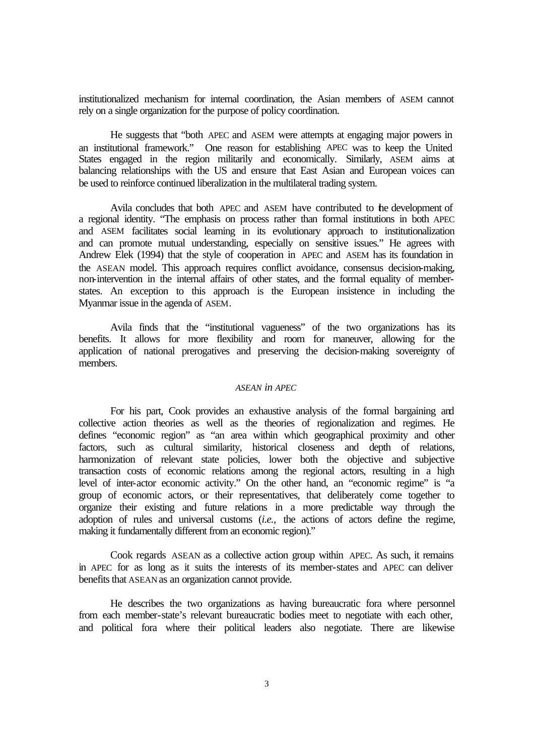institutionalized mechanism for internal coordination, the Asian members of ASEM cannot rely on a single organization for the purpose of policy coordination.

He suggests that "both APEC and ASEM were attempts at engaging major powers in an institutional framework." One reason for establishing APEC was to keep the United States engaged in the region militarily and economically. Similarly, ASEM aims at balancing relationships with the US and ensure that East Asian and European voices can be used to reinforce continued liberalization in the multilateral trading system.

Avila concludes that both APEC and ASEM have contributed to the development of a regional identity. "The emphasis on process rather than formal institutions in both APEC and ASEM facilitates social learning in its evolutionary approach to institutionalization and can promote mutual understanding, especially on sensitive issues." He agrees with Andrew Elek (1994) that the style of cooperation in APEC and ASEM has its foundation in the ASEAN model. This approach requires conflict avoidance, consensus decision-making, non-intervention in the internal affairs of other states, and the formal equality of member-states. An exception to this approach is the European insistence in including the Myanmar issue in the agenda of ASEM.

Avila finds that the "institutional vagueness" of the two organizations has its benefits. It allows for more flexibility and room for maneuver, allowing for the application of national prerogatives and preserving the decision-making sovereignty of members.

### *ASEAN in APEC*

For his part, Cook provides an exhaustive analysis of the formal bargaining and collective action theories as well as the theories of regionalization and regimes. He defines "economic region" as "an area within which geographical proximity and other factors, such as cultural similarity, historical closeness and depth of relations, harmonization of relevant state policies, lower both the objective and subjective transaction costs of economic relations among the regional actors, resulting in a high level of inter-actor economic activity." On the other hand, an "economic regime" is "a group of economic actors, or their representatives, that deliberately come together to organize their existing and future relations in a more predictable way through the adoption of rules and universal customs (*i.e.*, the actions of actors define the regime, making it fundamentally different from an economic region)."

Cook regards ASEAN as a collective action group within APEC. As such, it remains in APEC for as long as it suits the interests of its member-states and APEC can deliver benefits that ASEAN as an organization cannot provide.

He describes the two organizations as having bureaucratic fora where personnel from each member-state's relevant bureaucratic bodies meet to negotiate with each other, and political fora where their political leaders also negotiate. There are likewise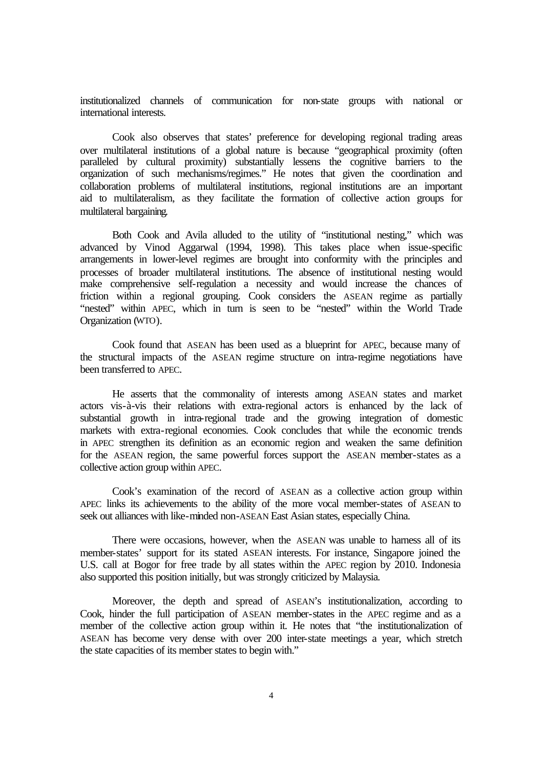institutionalized channels of communication for non-state groups with national or international interests.

Cook also observes that states' preference for developing regional trading areas over multilateral institutions of a global nature is because "geographical proximity (often paralleled by cultural proximity) substantially lessens the cognitive barriers to the organization of such mechanisms/regimes." He notes that given the coordination and collaboration problems of multilateral institutions, regional institutions are an important aid to multilateralism, as they facilitate the formation of collective action groups for multilateral bargaining.

Both Cook and Avila alluded to the utility of "institutional nesting," which was advanced by Vinod Aggarwal (1994, 1998). This takes place when issue-specific arrangements in lower-level regimes are brought into conformity with the principles and processes of broader multilateral institutions. The absence of institutional nesting would make comprehensive self-regulation a necessity and would increase the chances of friction within a regional grouping. Cook considers the ASEAN regime as partially "nested" within APEC, which in turn is seen to be "nested" within the World Trade Organization (WTO).

Cook found that ASEAN has been used as a blueprint for APEC, because many of the structural impacts of the ASEAN regime structure on intra-regime negotiations have been transferred to APEC.

He asserts that the commonality of interests among ASEAN states and market actors vis-à-vis their relations with extra-regional actors is enhanced by the lack of substantial growth in intra-regional trade and the growing integration of domestic markets with extra-regional economies. Cook concludes that while the economic trends in APEC strengthen its definition as an economic region and weaken the same definition for the ASEAN region, the same powerful forces support the ASEAN member-states as a collective action group within APEC.

Cook's examination of the record of ASEAN as a collective action group within APEC links its achievements to the ability of the more vocal member-states of ASEAN to seek out alliances with like-minded non-ASEAN East Asian states, especially China.

There were occasions, however, when the ASEAN was unable to harness all of its member-states' support for its stated ASEAN interests. For instance, Singapore joined the U.S. call at Bogor for free trade by all states within the APEC region by 2010. Indonesia also supported this position initially, but was strongly criticized by Malaysia.

Moreover, the depth and spread of ASEAN's institutionalization, according to Cook, hinder the full participation of ASEAN member-states in the APEC regime and as a member of the collective action group within it. He notes that "the institutionalization of ASEAN has become very dense with over 200 inter-state meetings a year, which stretch the state capacities of its member states to begin with."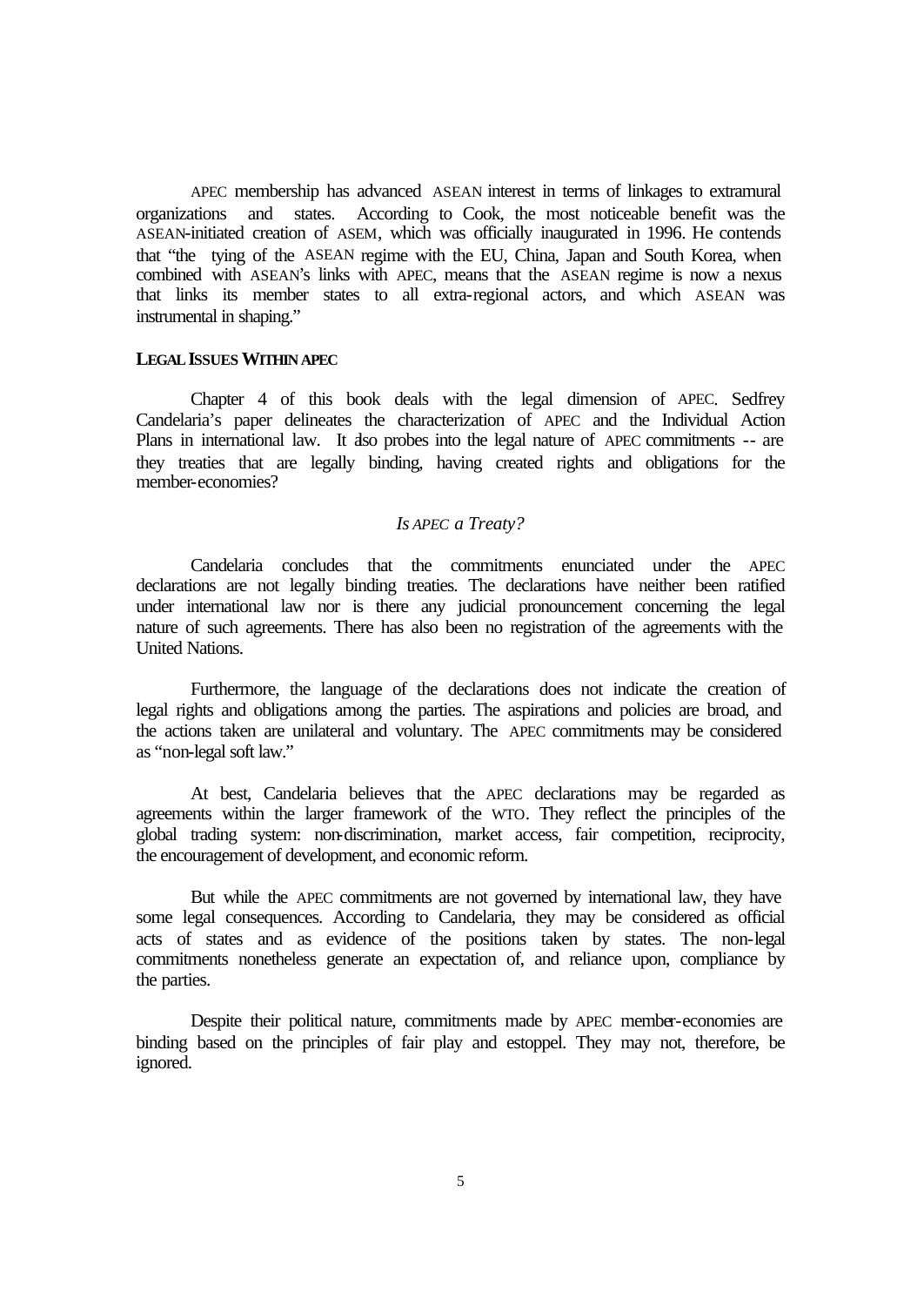APEC membership has advanced ASEAN interest in terms of linkages to extramural organizations and states. According to Cook, the most noticeable benefit was the ASEAN-initiated creation of ASEM, which was officially inaugurated in 1996. He contends that "the tying of the ASEAN regime with the EU, China, Japan and South Korea, when combined with ASEAN's links with APEC, means that the ASEAN regime is now a nexus that links its member states to all extra-regional actors, and which ASEAN was instrumental in shaping."

## LEGAL ISSUES WITHIN APEC

Chapter 4 of this book deals with the legal dimension of APEC. Sedfrey Candelaria's paper delineates the characterization of APEC and the Individual Action Plans in international law. It also probes into the legal nature of APEC commitments -- are they treaties that are legally binding, having created rights and obligations for the member-economies?

### *Is APEC a Treaty?*

Candelaria concludes that the commitments enunciated under the APEC declarations are not legally binding treaties. The declarations have neither been ratified under international law nor is there any judicial pronouncement concerning the legal nature of such agreements. There has also been no registration of the agreements with the United Nations.

Furthermore, the language of the declarations does not indicate the creation of legal rights and obligations among the parties. The aspirations and policies are broad, and the actions taken are unilateral and voluntary. The APEC commitments may be considered as "non-legal soft law."

At best, Candelaria believes that the APEC declarations may be regarded as agreements within the larger framework of the WTO. They reflect the principles of the global trading system: non-discrimination, market access, fair competition, reciprocity, the encouragement of development, and economic reform.

But while the APEC commitments are not governed by international law, they have some legal consequences. According to Candelaria, they may be considered as official acts of states and as evidence of the positions taken by states. The non-legal commitments nonetheless generate an expectation of, and reliance upon, compliance by the parties.

Despite their political nature, commitments made by APEC member-economies are binding based on the principles of fair play and estoppel. They may not, therefore, be ignored.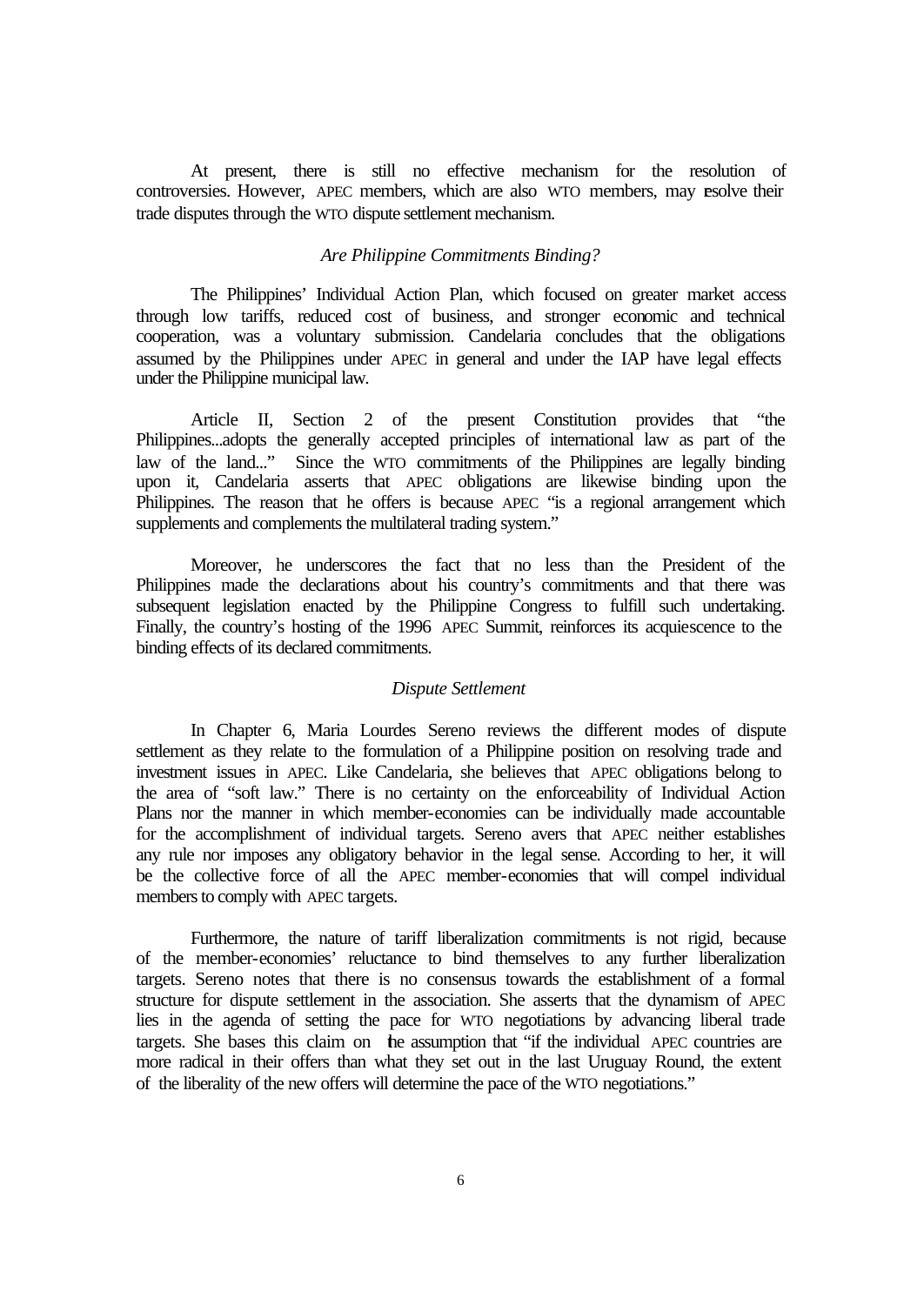At present, there is still no effective mechanism for the resolution of controversies. However, APEC members, which are also WTO members, may resolve their trade disputes through the WTO dispute settlement mechanism.

### *Are Philippine Commitments Binding?*

The Philippines' Individual Action Plan, which focused on greater market access through low tariffs, reduced cost of business, and stronger economic and technical cooperation, was a voluntary submission. Candelaria concludes that the obligations assumed by the Philippines under APEC in general and under the IAP have legal effects under the Philippine municipal law.

Article II, Section 2 of the present Constitution provides that "the Philippines...adopts the generally accepted principles of international law as part of the law of the land..." Since the WTO commitments of the Philippines are legally binding upon it, Candelaria asserts that APEC obligations are likewise binding upon the Philippines. The reason that he offers is because APEC "is a regional arrangement which supplements and complements the multilateral trading system."

Moreover, he underscores the fact that no less than the President of the Philippines made the declarations about his country's commitments and that there was subsequent legislation enacted by the Philippine Congress to fulfill such undertaking. Finally, the country's hosting of the 1996 APEC Summit, reinforces its acquiescence to the binding effects of its declared commitments.

### *Dispute Settlement*

In Chapter 6, Maria Lourdes Sereno reviews the different modes of dispute settlement as they relate to the formulation of a Philippine position on resolving trade and investment issues in APEC. Like Candelaria, she believes that APEC obligations belong to the area of "soft law." There is no certainty on the enforceability of Individual Action Plans nor the manner in which member-economies can be individually made accountable for the accomplishment of individual targets. Sereno avers that APEC neither establishes any rule nor imposes any obligatory behavior in the legal sense. According to her, it will be the collective force of all the APEC member-economies that will compel individual members to comply with APEC targets.

Furthermore, the nature of tariff liberalization commitments is not rigid, because of the member-economies' reluctance to bind themselves to any further liberalization targets. Sereno notes that there is no consensus towards the establishment of a formal structure for dispute settlement in the association. She asserts that the dynamism of APEC lies in the agenda of setting the pace for WTO negotiations by advancing liberal trade targets. She bases this claim on the assumption that "if the individual APEC countries are more radical in their offers than what they set out in the last Uruguay Round, the extent of the liberality of the new offers will determine the pace of the WTO negotiations."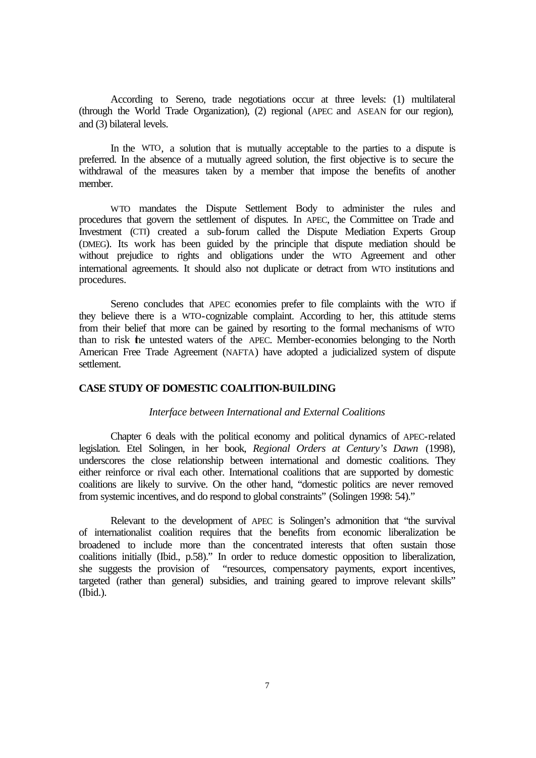According to Sereno, trade negotiations occur at three levels: (1) multilateral (through the World Trade Organization), (2) regional (APEC and ASEAN for our region), and (3) bilateral levels.

In the WTO, a solution that is mutually acceptable to the parties to a dispute is preferred. In the absence of a mutually agreed solution, the first objective is to secure the withdrawal of the measures taken by a member that impose the benefits of another member.

WTO mandates the Dispute Settlement Body to administer the rules and procedures that govern the settlement of disputes. In APEC, the Committee on Trade and Investment (CTI) created a sub-forum called the Dispute Mediation Experts Group (DMEG). Its work has been guided by the principle that dispute mediation should be without prejudice to rights and obligations under the WTO Agreement and other international agreements. It should also not duplicate or detract from WTO institutions and procedures.

Sereno concludes that APEC economies prefer to file complaints with the WTO if they believe there is a WTO-cognizable complaint. According to her, this attitude stems from their belief that more can be gained by resorting to the formal mechanisms of WTO than to risk the untested waters of the APEC. Member-economies belonging to the North American Free Trade Agreement (NAFTA) have adopted a judicialized system of dispute settlement.

## CASE STUDY OF DOMESTIC COALITION-BUILDING

*Interface between International and External Coalitions*

Chapter 6 deals with the political economy and political dynamics of APEC-related legislation. Etel Solingen, in her book, *Regional Orders at Century's Dawn* (1998), underscores the close relationship between international and domestic coalitions. They either reinforce or rival each other. International coalitions that are supported by domestic coalitions are likely to survive. On the other hand, "domestic politics are never removed from systemic incentives, and do respond to global constraints" (Solingen 1998: 54)."

Relevant to the development of APEC is Solingen's admonition that "the survival of internationalist coalition requires that the benefits from economic liberalization be broadened to include more than the concentrated interests that often sustain those coalitions initially (Ibid., p.58)." In order to reduce domestic opposition to liberalization, she suggests the provision of "resources, compensatory payments, export incentives, targeted (rather than general) subsidies, and training geared to improve relevant skills" (Ibid.).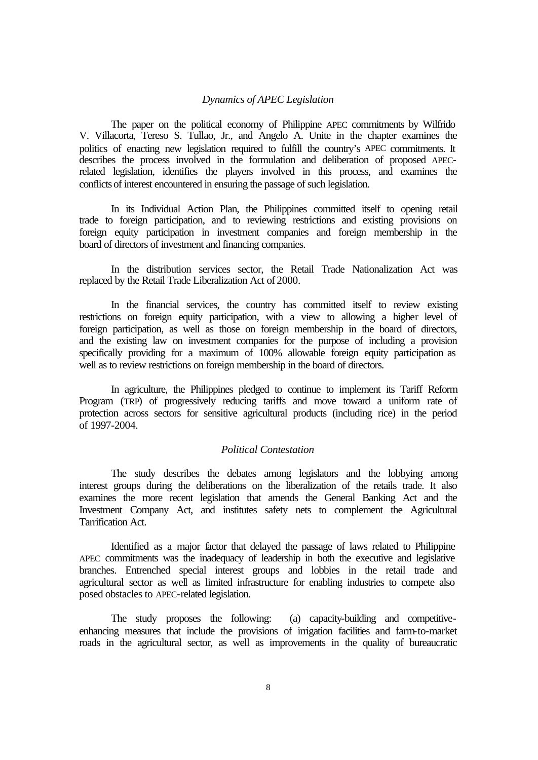*Dynamics of APEC Legislation*

The paper on the political economy of Philippine APEC commitments by Wilfrido V. Villacorta, Tereso S. Tullao, Jr., and Angelo A. Unite in the chapter examines the politics of enacting new legislation required to fulfill the country's APEC commitments. It describes the process involved in the formulation and deliberation of proposed APEC-related legislation, identifies the players involved in this process, and examines the conflicts of interest encountered in ensuring the passage of such legislation.

In its Individual Action Plan, the Philippines committed itself to opening retail trade to foreign participation, and to reviewing restrictions and existing provisions on foreign equity participation in investment companies and foreign membership in the board of directors of investment and financing companies.

In the distribution services sector, the Retail Trade Nationalization Act was replaced by the Retail Trade Liberalization Act of 2000.

In the financial services, the country has committed itself to review existing restrictions on foreign equity participation, with a view to allowing a higher level of foreign participation, as well as those on foreign membership in the board of directors, and the existing law on investment companies for the purpose of including a provision specifically providing for a maximum of 100% allowable foreign equity participation as well as to review restrictions on foreign membership in the board of directors.

In agriculture, the Philippines pledged to continue to implement its Tariff Reform Program (TRP) of progressively reducing tariffs and move toward a uniform rate of protection across sectors for sensitive agricultural products (including rice) in the period of 1997-2004.

*Political Contestation*

The study describes the debates among legislators and the lobbying among interest groups during the deliberations on the liberalization of the retails trade. It also examines the more recent legislation that amends the General Banking Act and the Investment Company Act, and institutes safety nets to complement the Agricultural Tarrification Act.

Identified as a major factor that delayed the passage of laws related to Philippine APEC commitments was the inadequacy of leadership in both the executive and legislative branches. Entrenched special interest groups and lobbies in the retail trade and agricultural sector as well as limited infrastructure for enabling industries to compete also posed obstacles to APEC-related legislation.

The study proposes the following: (a) capacity-building and competitive-enhancing measures that include the provisions of irrigation facilities and farm-to-market roads in the agricultural sector, as well as improvements in the quality of bureaucratic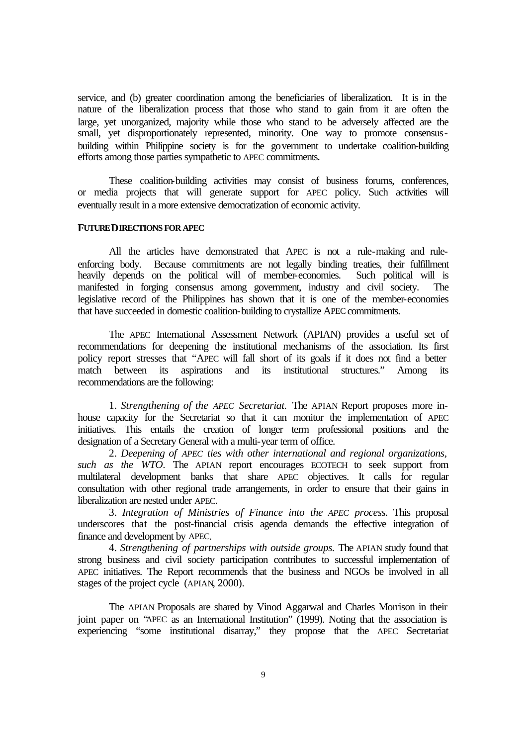service, and (b) greater coordination among the beneficiaries of liberalization. It is in the nature of the liberalization process that those who stand to gain from it are often the large, yet unorganized, majority while those who stand to be adversely affected are the small, yet disproportionately represented, minority. One way to promote consensus-building within Philippine society is for the government to undertake coalition-building efforts among those parties sympathetic to APEC commitments.

These coalition-building activities may consist of business forums, conferences, or media projects that will generate support for APEC policy. Such activities will eventually result in a more extensive democratization of economic activity.

**FUTURE DIRECTIONS FOR APEC**

All the articles have demonstrated that APEC is not a rule-making and rule-enforcing body. Because commitments are not legally binding treaties, their fulfillment heavily depends on the political will of member-economies. Such political will is manifested in forging consensus among government, industry and civil society. The legislative record of the Philippines has shown that it is one of the member-economies that have succeeded in domestic coalition-building to crystallize APEC commitments.

The APEC International Assessment Network (APIAN) provides a useful set of recommendations for deepening the institutional mechanisms of the association. Its first policy report stresses that "APEC will fall short of its goals if it does not find a better match between its aspirations and its institutional structures." Among its recommendations are the following:

1. *Strengthening of the APEC Secretariat.* The APIAN Report proposes more in-house capacity for the Secretariat so that it can monitor the implementation of APEC initiatives. This entails the creation of longer term professional positions and the designation of a Secretary General with a multi-year term of office.
2. *Deepening of APEC ties with other international and regional organizations, such as the WTO.* The APIAN report encourages ECOTECH to seek support from multilateral development banks that share APEC objectives. It calls for regular consultation with other regional trade arrangements, in order to ensure that their gains in liberalization are nested under APEC.
3. *Integration of Ministries of Finance into the APEC process.* This proposal underscores that the post-financial crisis agenda demands the effective integration of finance and development by APEC.
4. *Strengthening of partnerships with outside groups.* The APIAN study found that strong business and civil society participation contributes to successful implementation of APEC initiatives. The Report recommends that the business and NGOs be involved in all stages of the project cycle (APIAN, 2000).

The APIAN Proposals are shared by Vinod Aggarwal and Charles Morrison in their joint paper on "APEC as an International Institution" (1999). Noting that the association is experiencing "some institutional disarray," they propose that the APEC Secretariat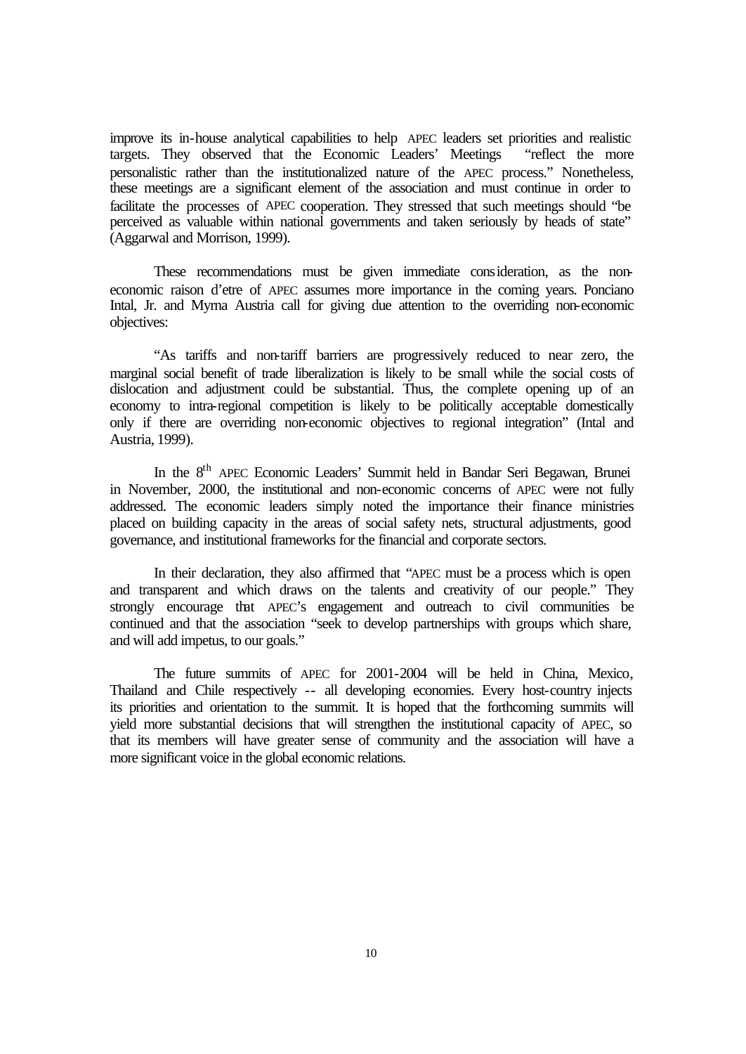improve its in-house analytical capabilities to help APEC leaders set priorities and realistic targets. They observed that the Economic Leaders' Meetings "reflect the more personalistic rather than the institutionalized nature of the APEC process." Nonetheless, these meetings are a significant element of the association and must continue in order to facilitate the processes of APEC cooperation. They stressed that such meetings should "be perceived as valuable within national governments and taken seriously by heads of state" (Aggarwal and Morrison, 1999).

These recommendations must be given immediate consideration, as the non-economic raison d'etre of APEC assumes more importance in the coming years. Ponciano Intal, Jr. and Myrna Austria call for giving due attention to the overriding non-economic objectives:

"As tariffs and non-tariff barriers are progressively reduced to near zero, the marginal social benefit of trade liberalization is likely to be small while the social costs of dislocation and adjustment could be substantial. Thus, the complete opening up of an economy to intra-regional competition is likely to be politically acceptable domestically only if there are overriding non-economic objectives to regional integration" (Intal and Austria, 1999).

In the 8th APEC Economic Leaders' Summit held in Bandar Seri Begawan, Brunei in November, 2000, the institutional and non-economic concerns of APEC were not fully addressed. The economic leaders simply noted the importance their finance ministries placed on building capacity in the areas of social safety nets, structural adjustments, good governance, and institutional frameworks for the financial and corporate sectors.

In their declaration, they also affirmed that "APEC must be a process which is open and transparent and which draws on the talents and creativity of our people." They strongly encourage that APEC's engagement and outreach to civil communities be continued and that the association "seek to develop partnerships with groups which share, and will add impetus, to our goals."

The future summits of APEC for 2001-2004 will be held in China, Mexico, Thailand and Chile respectively -- all developing economies. Every host-country injects its priorities and orientation to the summit. It is hoped that the forthcoming summits will yield more substantial decisions that will strengthen the institutional capacity of APEC, so that its members will have greater sense of community and the association will have a more significant voice in the global economic relations.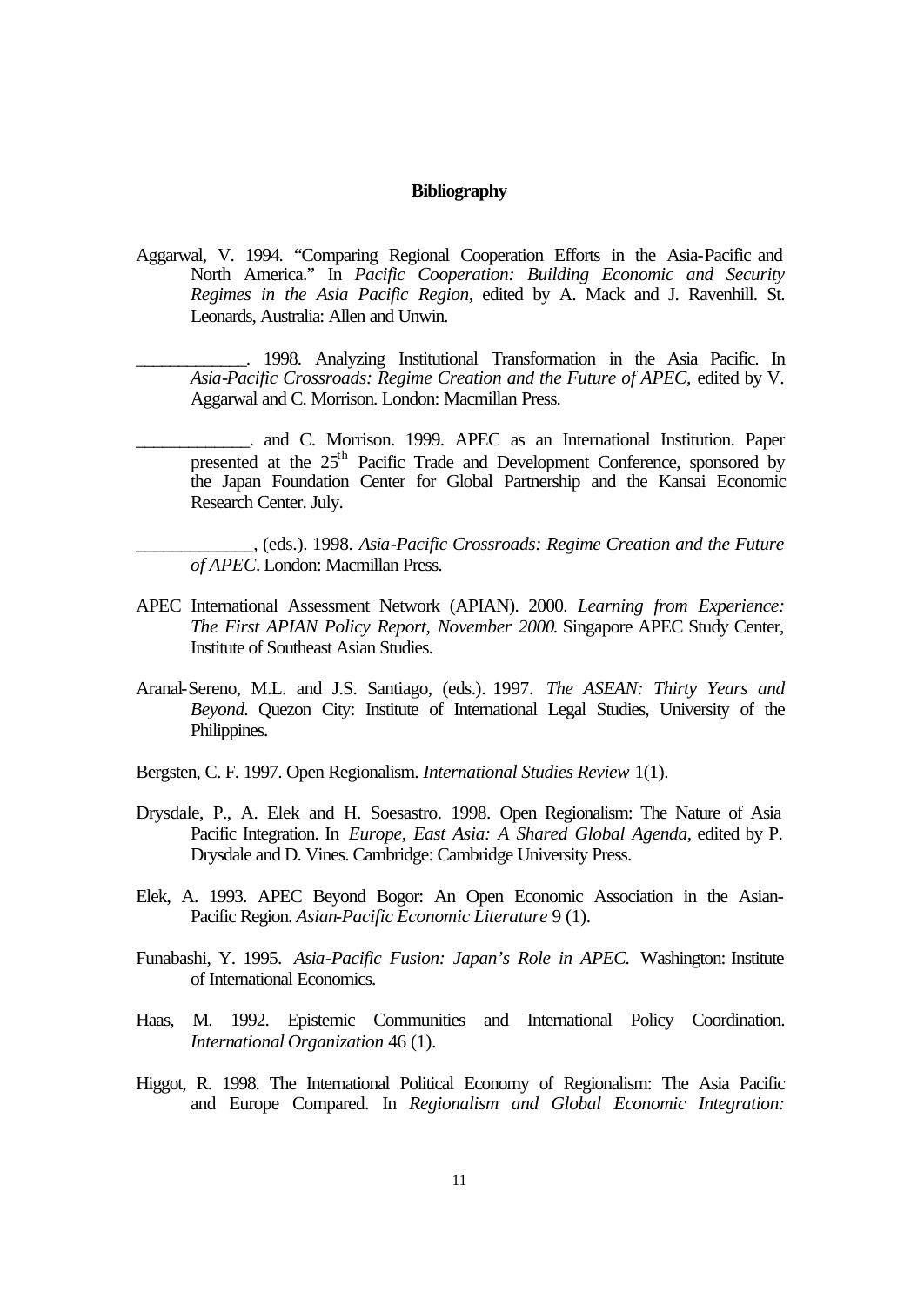**Bibliography**

Aggarwal, V. 1994. "Comparing Regional Cooperation Efforts in the Asia-Pacific and North America." In *Pacific Cooperation: Building Economic and Security Regimes in the Asia Pacific Region*, edited by A. Mack and J. Ravenhill. St. Leonards, Australia: Allen and Unwin.

____________. 1998. Analyzing Institutional Transformation in the Asia Pacific. In *Asia-Pacific Crossroads: Regime Creation and the Future of APEC,* edited by V. Aggarwal and C. Morrison. London: Macmillan Press.

____________. and C. Morrison. 1999. APEC as an International Institution. Paper presented at the 25th Pacific Trade and Development Conference, sponsored by the Japan Foundation Center for Global Partnership and the Kansai Economic Research Center. July.

____________, (eds.). 1998. *Asia-Pacific Crossroads: Regime Creation and the Future of APEC*. London: Macmillan Press.

APEC International Assessment Network (APIAN). 2000. *Learning from Experience: The First APIAN Policy Report, November 2000.* Singapore APEC Study Center, Institute of Southeast Asian Studies.

Aranal-Sereno, M.L. and J.S. Santiago, (eds.). 1997. *The ASEAN: Thirty Years and Beyond.* Quezon City: Institute of International Legal Studies, University of the Philippines.

Bergsten, C. F. 1997. Open Regionalism. *International Studies Review* 1(1).

Drysdale, P., A. Elek and H. Soesastro. 1998. Open Regionalism: The Nature of Asia Pacific Integration. In *Europe, East Asia: A Shared Global Agenda*, edited by P. Drysdale and D. Vines. Cambridge: Cambridge University Press.

Elek, A. 1993. APEC Beyond Bogor: An Open Economic Association in the Asian-Pacific Region. *Asian-Pacific Economic Literature* 9 (1).

Funabashi, Y. 1995. *Asia-Pacific Fusion: Japan's Role in APEC.* Washington: Institute of International Economics.

Haas, M. 1992. Epistemic Communities and International Policy Coordination. *International Organization* 46 (1).

Higgot, R. 1998. The International Political Economy of Regionalism: The Asia Pacific and Europe Compared. In *Regionalism and Global Economic Integration:*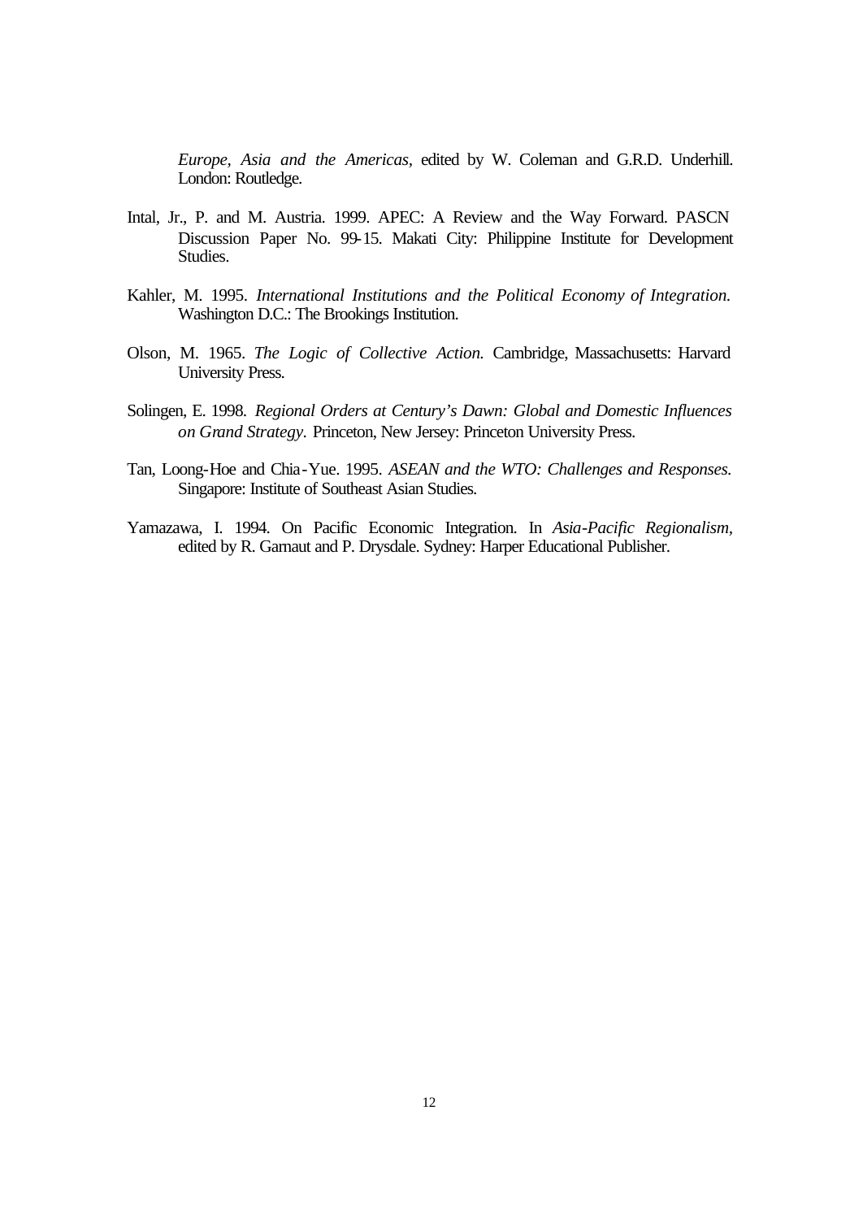*Europe, Asia and the Americas*, edited by W. Coleman and G.R.D. Underhill. London: Routledge.

Intal, Jr., P. and M. Austria. 1999. APEC: A Review and the Way Forward. PASCN Discussion Paper No. 99-15. Makati City: Philippine Institute for Development Studies.

Kahler, M. 1995. *International Institutions and the Political Economy of Integration.* Washington D.C.: The Brookings Institution.

Olson, M. 1965. *The Logic of Collective Action.* Cambridge, Massachusetts: Harvard University Press.

Solingen, E. 1998. *Regional Orders at Century's Dawn: Global and Domestic Influences on Grand Strategy.* Princeton, New Jersey: Princeton University Press.

Tan, Loong-Hoe and Chia-Yue. 1995. *ASEAN and the WTO: Challenges and Responses.* Singapore: Institute of Southeast Asian Studies.

Yamazawa, I. 1994. On Pacific Economic Integration. In *Asia-Pacific Regionalism*, edited by R. Garnaut and P. Drysdale. Sydney: Harper Educational Publisher.